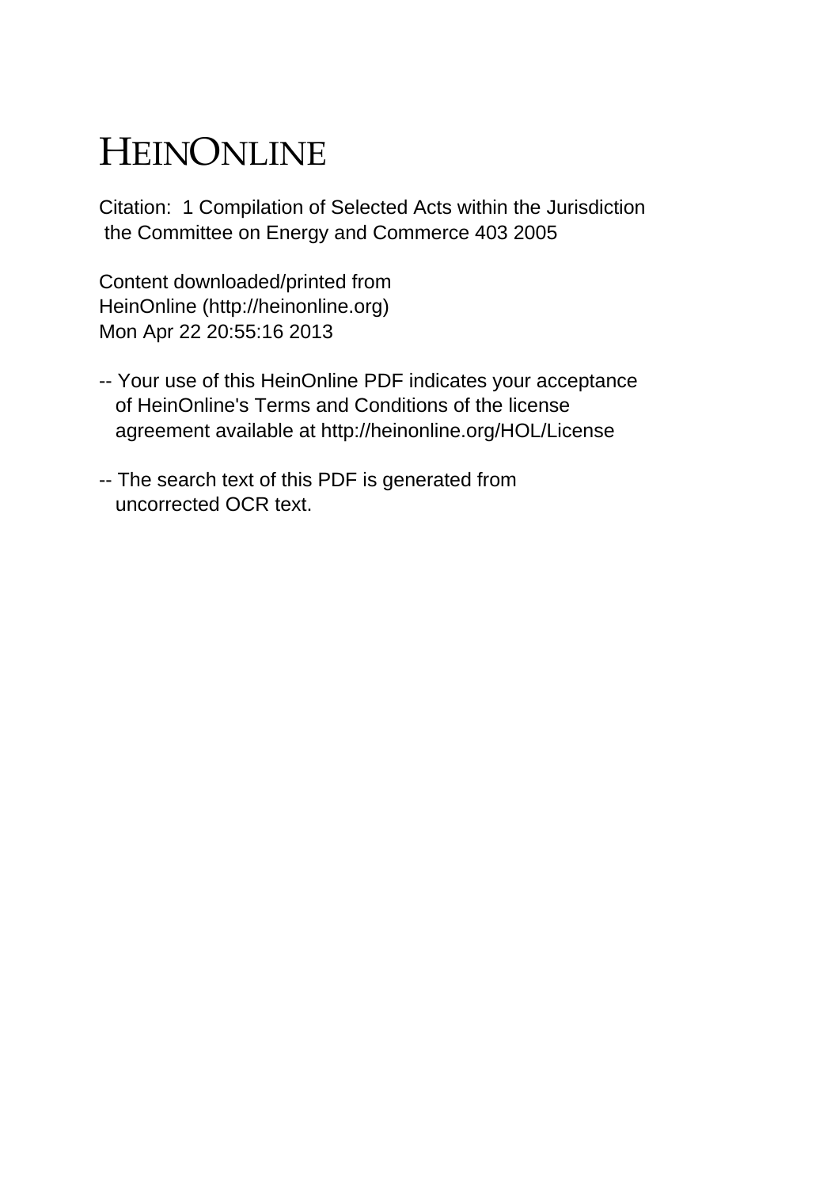# HEINONLINE

Citation: 1 Compilation of Selected Acts within the Jurisdiction the Committee on Energy and Commerce 403 2005

Content downloaded/printed from HeinOnline (http://heinonline.org) Mon Apr 22 20:55:16 2013

-- Your use of this HeinOnline PDF indicates your acceptance of HeinOnline's Terms and Conditions of the license agreement available at http://heinonline.org/HOL/License

-- The search text of this PDF is generated from uncorrected OCR text.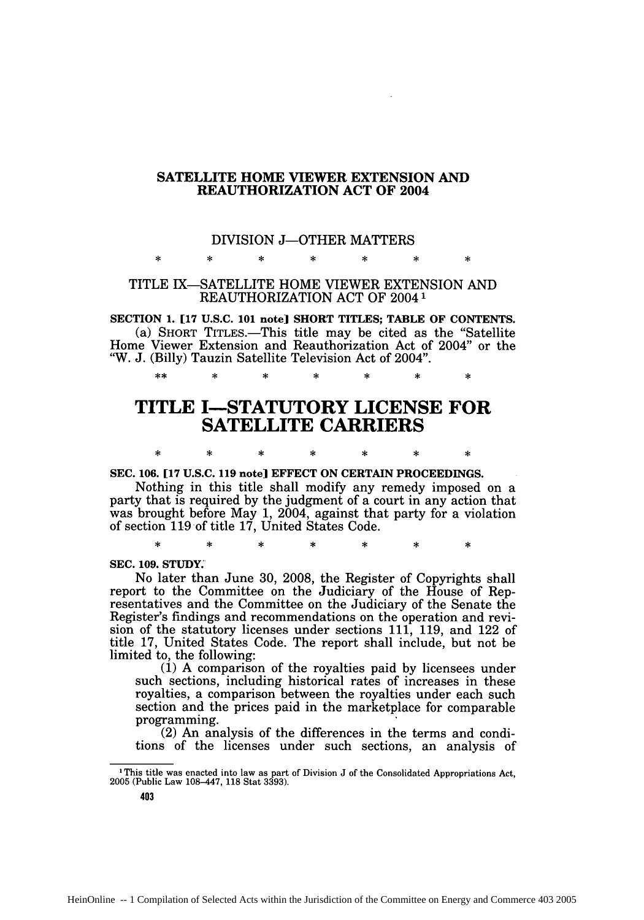# SATELLITE HOME VIEWER EXTENSION AND REAUTHORIZATION ACT OF 2004

DIVISION J—OTHER MATTERS

\* \* \* \* \* \* \*

## TITLE IX—SATELLITE HOME VIEWER EXTENSION AND REAUTHORIZATION ACT OF 2004[1]

**SECTION 1. [17 U.S.C. 101 note] SHORT TITLES; TABLE OF CONTENTS.**

(a) SHORT TITLES.—This title may be cited as the "Satellite Home Viewer Extension and Reauthorization Act of 2004" or the "W. J. (Billy) Tauzin Satellite Television Act of 2004".

\*\* \* \* \* \* \* \*

## TITLE I—STATUTORY LICENSE FOR SATELLITE CARRIERS

\* \* \* \* \* \* \*

**SEC. 106. [17 U.S.C. 119 note] EFFECT ON CERTAIN PROCEEDINGS.**

Nothing in this title shall modify any remedy imposed on a party that is required by the judgment of a court in any action that was brought before May 1, 2004, against that party for a violation of section 119 of title 17, United States Code.

\* \* \* \* \* \* \*

**SEC. 109. STUDY.**

No later than June 30, 2008, the Register of Copyrights shall report to the Committee on the Judiciary of the House of Representatives and the Committee on the Judiciary of the Senate the Register's findings and recommendations on the operation and revision of the statutory licenses under sections 111, 119, and 122 of title 17, United States Code. The report shall include, but not be limited to, the following:

(1) A comparison of the royalties paid by licensees under such sections, including historical rates of increases in these royalties, a comparison between the royalties under each such section and the prices paid in the marketplace for comparable programming.

(2) An analysis of the differences in the terms and conditions of the licenses under such sections, an analysis of

---

[1] This title was enacted into law as part of Division J of the Consolidated Appropriations Act, 2005 (Public Law 108–447, 118 Stat 3393).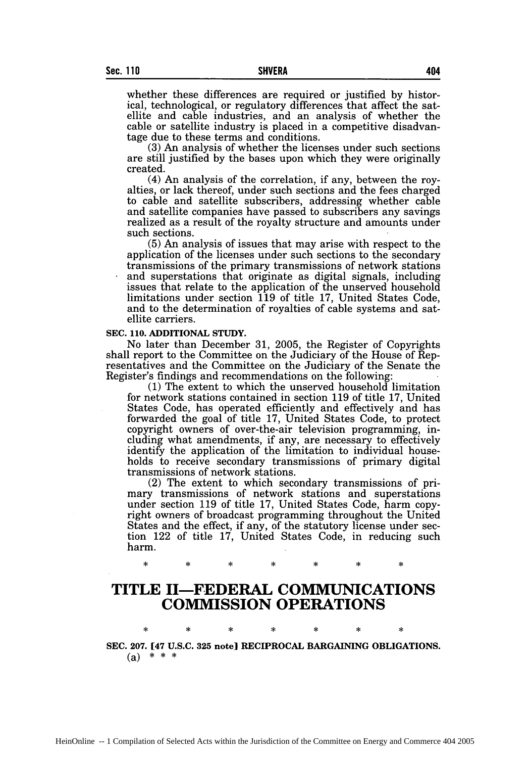whether these differences are required or justified by historical, technological, or regulatory differences that affect the satellite and cable industries, and an analysis of whether the cable or satellite industry is placed in a competitive disadvantage due to these terms and conditions.

(3) An analysis of whether the licenses under such sections are still justified by the bases upon which they were originally created.

(4) An analysis of the correlation, if any, between the royalties, or lack thereof, under such sections and the fees charged to cable and satellite subscribers, addressing whether cable and satellite companies have passed to subscribers any savings realized as a result of the royalty structure and amounts under such sections.

(5) An analysis of issues that may arise with respect to the application of the licenses under such sections to the secondary transmissions of the primary transmissions of network stations and superstations that originate as digital signals, including issues that relate to the application of the unserved household limitations under section 119 of title 17, United States Code, and to the determination of royalties of cable systems and satellite carriers.

**SEC. 110. ADDITIONAL STUDY.**

No later than December 31, 2005, the Register of Copyrights shall report to the Committee on the Judiciary of the House of Representatives and the Committee on the Judiciary of the Senate the Register's findings and recommendations on the following:

(1) The extent to which the unserved household limitation for network stations contained in section 119 of title 17, United States Code, has operated efficiently and effectively and has forwarded the goal of title 17, United States Code, to protect copyright owners of over-the-air television programming, including what amendments, if any, are necessary to effectively identify the application of the limitation to individual households to receive secondary transmissions of primary digital transmissions of network stations.

(2) The extent to which secondary transmissions of primary transmissions of network stations and superstations under section 119 of title 17, United States Code, harm copyright owners of broadcast programming throughout the United States and the effect, if any, of the statutory license under section 122 of title 17, United States Code, in reducing such harm.

\* \* \* \* \* \* \*

# TITLE II—FEDERAL COMMUNICATIONS COMMISSION OPERATIONS

\* \* \* \* \* \* \*

**SEC. 207. [47 U.S.C. 325 note] RECIPROCAL BARGAINING OBLIGATIONS.**

(a) \* \* \*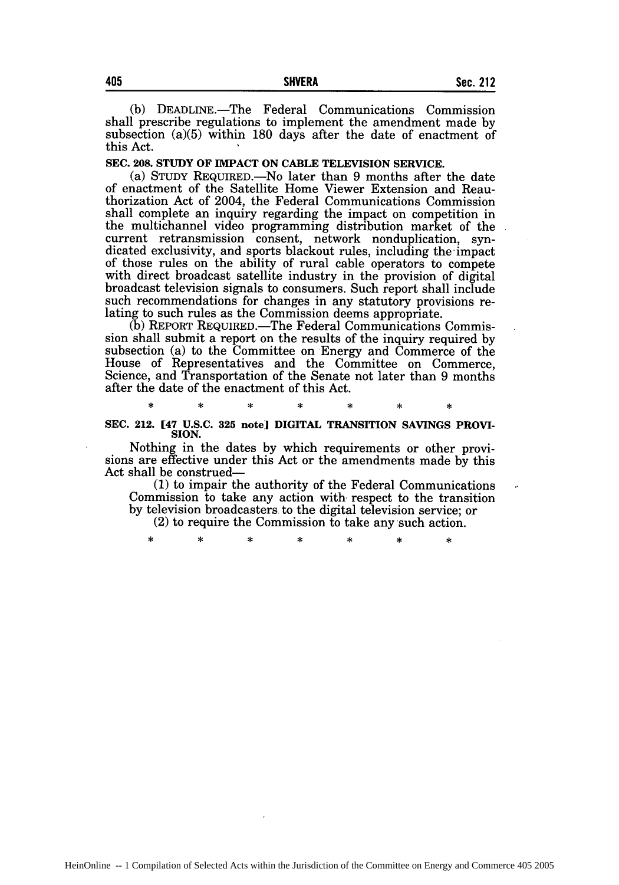(b) DEADLINE.—The Federal Communications Commission shall prescribe regulations to implement the amendment made by subsection (a)(5) within 180 days after the date of enactment of this Act.

**SEC. 208. STUDY OF IMPACT ON CABLE TELEVISION SERVICE.**

(a) STUDY REQUIRED.—No later than 9 months after the date of enactment of the Satellite Home Viewer Extension and Reauthorization Act of 2004, the Federal Communications Commission shall complete an inquiry regarding the impact on competition in the multichannel video programming distribution market of the current retransmission consent, network nonduplication, syndicated exclusivity, and sports blackout rules, including the impact of those rules on the ability of rural cable operators to compete with direct broadcast satellite industry in the provision of digital broadcast television signals to consumers. Such report shall include such recommendations for changes in any statutory provisions relating to such rules as the Commission deems appropriate.

(b) REPORT REQUIRED.—The Federal Communications Commission shall submit a report on the results of the inquiry required by subsection (a) to the Committee on Energy and Commerce of the House of Representatives and the Committee on Commerce, Science, and Transportation of the Senate not later than 9 months after the date of the enactment of this Act.

\* \* \* \* \* \* \*

**SEC. 212. [47 U.S.C. 325 note] DIGITAL TRANSITION SAVINGS PROVISION.**

Nothing in the dates by which requirements or other provisions are effective under this Act or the amendments made by this Act shall be construed—

(1) to impair the authority of the Federal Communications Commission to take any action with respect to the transition by television broadcasters to the digital television service; or

(2) to require the Commission to take any such action.

\* \* \* \* \* \* \*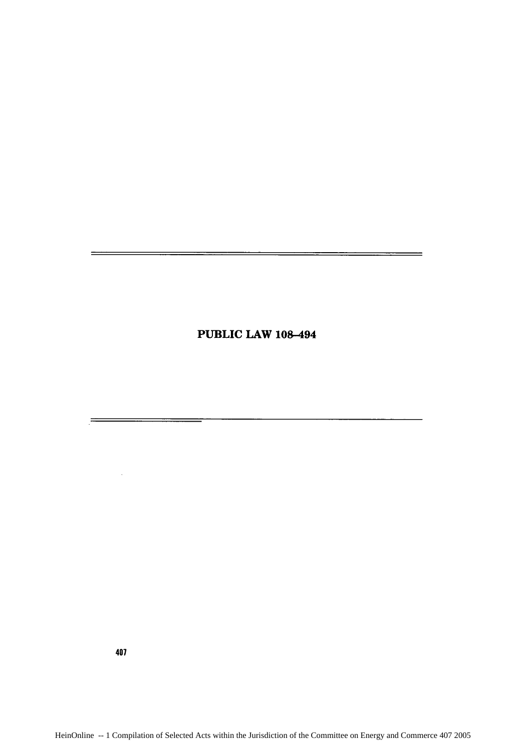# PUBLIC LAW 108–494